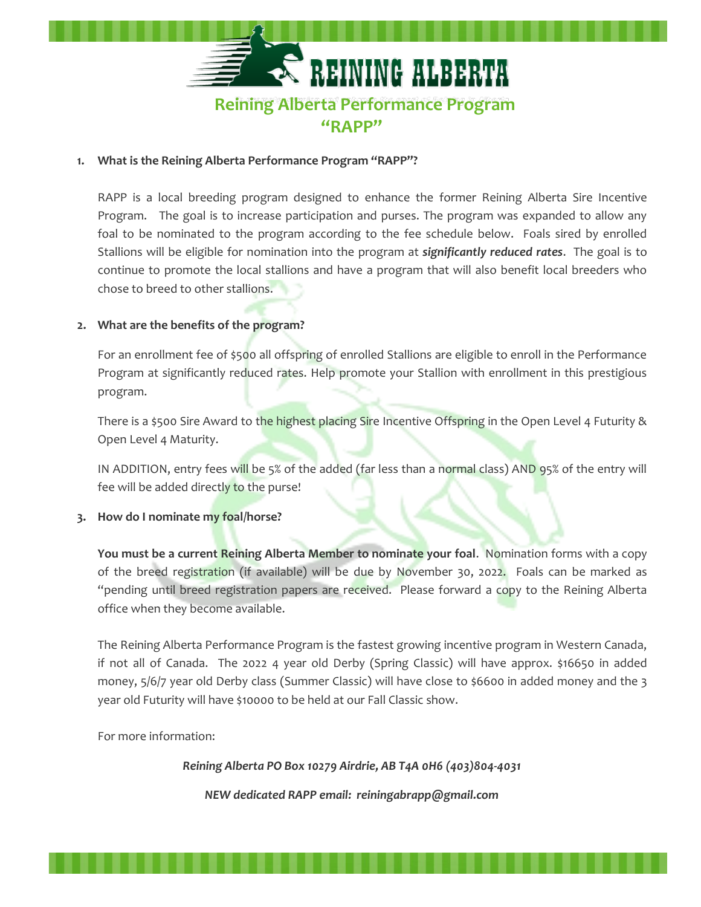# REINING ALBERTA

## Reining Alberta Performance Program "RAPP"

1. **What is the Reining Alberta Performance Program "RAPP"?**

   RAPP is a local breeding program designed to enhance the former Reining Alberta Sire Incentive Program. The goal is to increase participation and purses. The program was expanded to allow any foal to be nominated to the program according to the fee schedule below. Foals sired by enrolled Stallions will be eligible for nomination into the program at ***significantly reduced rates***. The goal is to continue to promote the local stallions and have a program that will also benefit local breeders who chose to breed to other stallions.

2. **What are the benefits of the program?**

   For an enrollment fee of $500 all offspring of enrolled Stallions are eligible to enroll in the Performance Program at significantly reduced rates. Help promote your Stallion with enrollment in this prestigious program.

   There is a $500 Sire Award to the highest placing Sire Incentive Offspring in the Open Level 4 Futurity & Open Level 4 Maturity.

   IN ADDITION, entry fees will be 5% of the added (far less than a normal class) AND 95% of the entry will fee will be added directly to the purse!

3. **How do I nominate my foal/horse?**

   **You must be a current Reining Alberta Member to nominate your foal**. Nomination forms with a copy of the breed registration (if available) will be due by November 30, 2022. Foals can be marked as "pending until breed registration papers are received. Please forward a copy to the Reining Alberta office when they become available.

   The Reining Alberta Performance Program is the fastest growing incentive program in Western Canada, if not all of Canada. The 2022 4 year old Derby (Spring Classic) will have approx. $16650 in added money, 5/6/7 year old Derby class (Summer Classic) will have close to $6600 in added money and the 3 year old Futurity will have $10000 to be held at our Fall Classic show.

   For more information:

   *Reining Alberta PO Box 10279 Airdrie, AB T4A 0H6 (403)804-4031*

   *NEW dedicated RAPP email: reiningabrapp@gmail.com*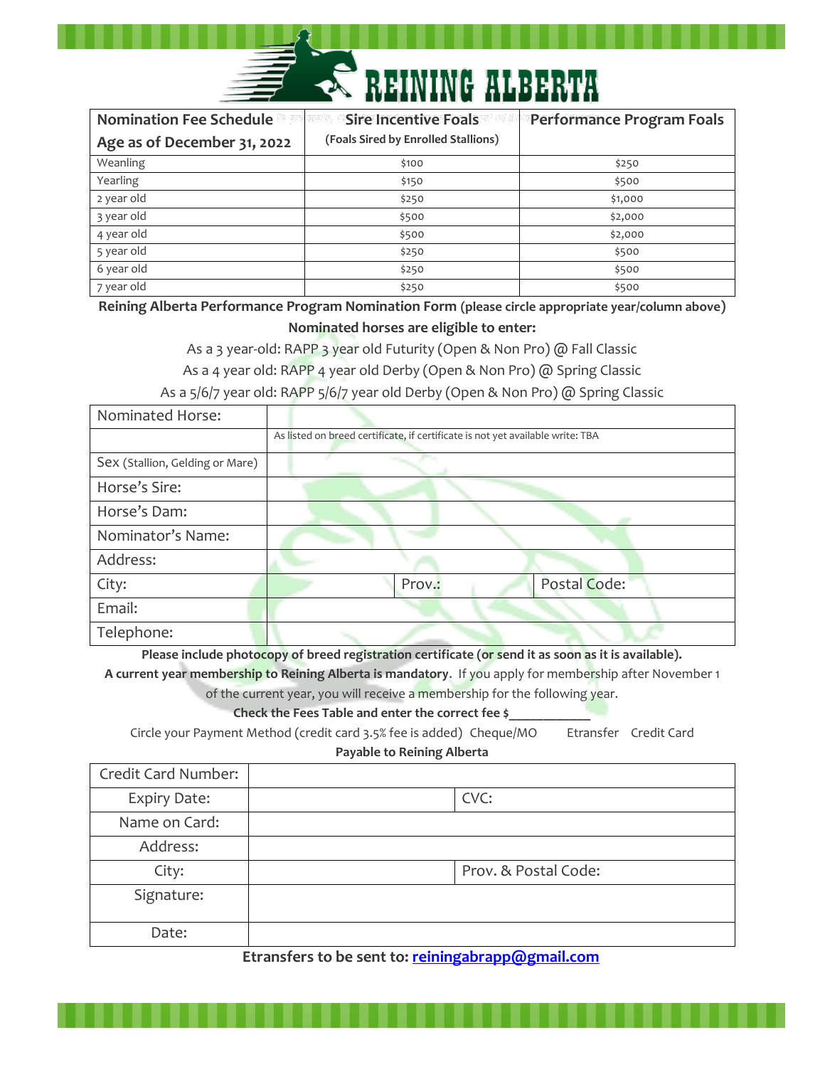# REINING ALBERTA

| Nomination Fee Schedule<br>Age as of December 31, 2022 | Sire Incentive Foals<br>(Foals Sired by Enrolled Stallions) | Performance Program Foals |
|---|---|---|
| Weanling | $100 | $250 |
| Yearling | $150 | $500 |
| 2 year old | $250 | $1,000 |
| 3 year old | $500 | $2,000 |
| 4 year old | $500 | $2,000 |
| 5 year old | $250 | $500 |
| 6 year old | $250 | $500 |
| 7 year old | $250 | $500 |

**Reining Alberta Performance Program Nomination Form (please circle appropriate year/column above)**

**Nominated horses are eligible to enter:**

As a 3 year-old: RAPP 3 year old Futurity (Open & Non Pro) @ Fall Classic

As a 4 year old: RAPP 4 year old Derby (Open & Non Pro) @ Spring Classic

As a 5/6/7 year old: RAPP 5/6/7 year old Derby (Open & Non Pro) @ Spring Classic

| | | | |
|---|---|---|---|
| Nominated Horse: | | | |
| | As listed on breed certificate, if certificate is not yet available write: TBA | | |
| Sex (Stallion, Gelding or Mare) | | | |
| Horse's Sire: | | | |
| Horse's Dam: | | | |
| Nominator's Name: | | | |
| Address: | | | |
| City: | | Prov.: | Postal Code: |
| Email: | | | |
| Telephone: | | | |

**Please include photocopy of breed registration certificate (or send it as soon as it is available).**

**A current year membership to Reining Alberta is mandatory.** If you apply for membership after November 1 of the current year, you will receive a membership for the following year.

**Check the Fees Table and enter the correct fee $\_\_\_\_\_\_\_\_\_\_\_\_**

Circle your Payment Method (credit card 3.5% fee is added) Cheque/MO Etransfer Credit Card

**Payable to Reining Alberta**

| | | |
|---|---|---|
| Credit Card Number: | | |
| Expiry Date: | | CVC: |
| Name on Card: | | |
| Address: | | |
| City: | | Prov. & Postal Code: |
| Signature: | | |
| Date: | | |

**Etransfers to be sent to: reiningabrapp@gmail.com**